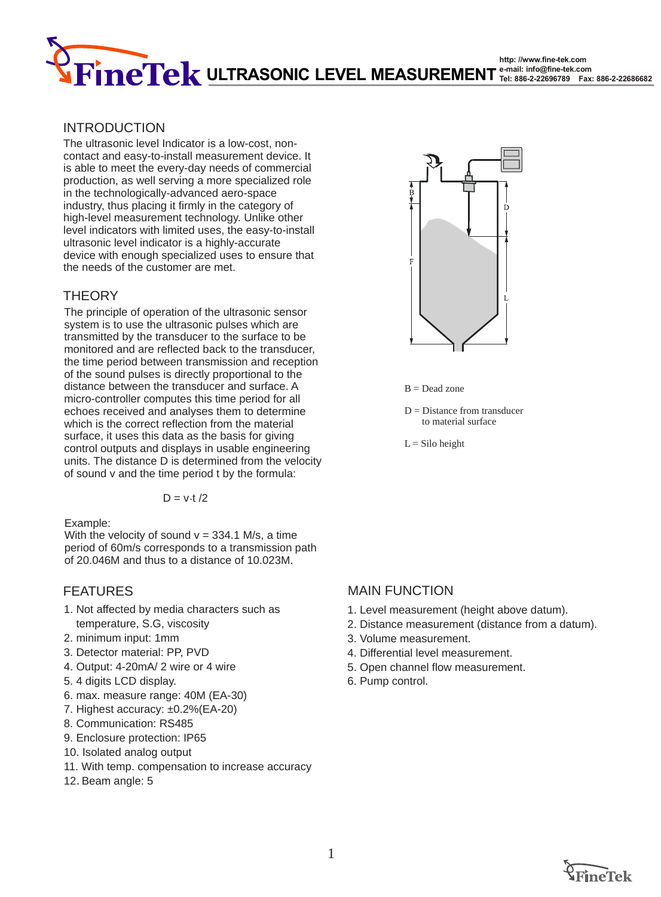# ULTRASONIC LEVEL MEASUREMENT

http: //www.fine-tek.com
e-mail: info@fine-tek.com
Tel: 886-2-22696789 Fax: 886-2-22686682

## INTRODUCTION

The ultrasonic level Indicator is a low-cost, non-contact and easy-to-install measurement device. It is able to meet the every-day needs of commercial production, as well serving a more specialized role in the technologically-advanced aero-space industry, thus placing it firmly in the category of high-level measurement technology. Unlike other level indicators with limited uses, the easy-to-install ultrasonic level indicator is a highly-accurate device with enough specialized uses to ensure that the needs of the customer are met.

## THEORY

The principle of operation of the ultrasonic sensor system is to use the ultrasonic pulses which are transmitted by the transducer to the surface to be monitored and are reflected back to the transducer, the time period between transmission and reception of the sound pulses is directly proportional to the distance between the transducer and surface. A micro-controller computes this time period for all echoes received and analyses them to determine which is the correct reflection from the material surface, it uses this data as the basis for giving control outputs and displays in usable engineering units. The distance D is determined from the velocity of sound v and the time period t by the formula:

$$D = v \cdot t / 2$$

Example:
With the velocity of sound v = 334.1 M/s, a time period of 60m/s corresponds to a transmission path of 20.046M and thus to a distance of 10.023M.

B = Dead zone

D = Distance from transducer to material surface

L = Silo height

## FEATURES

1. Not affected by media characters such as temperature, S.G, viscosity
2. minimum input: 1mm
3. Detector material: PP, PVD
4. Output: 4-20mA/ 2 wire or 4 wire
5. 4 digits LCD display.
6. max. measure range: 40M (EA-30)
7. Highest accuracy: ±0.2%(EA-20)
8. Communication: RS485
9. Enclosure protection: IP65
10. Isolated analog output
11. With temp. compensation to increase accuracy
12. Beam angle: 5

## MAIN FUNCTION

1. Level measurement (height above datum).
2. Distance measurement (distance from a datum).
3. Volume measurement.
4. Differential level measurement.
5. Open channel flow measurement.
6. Pump control.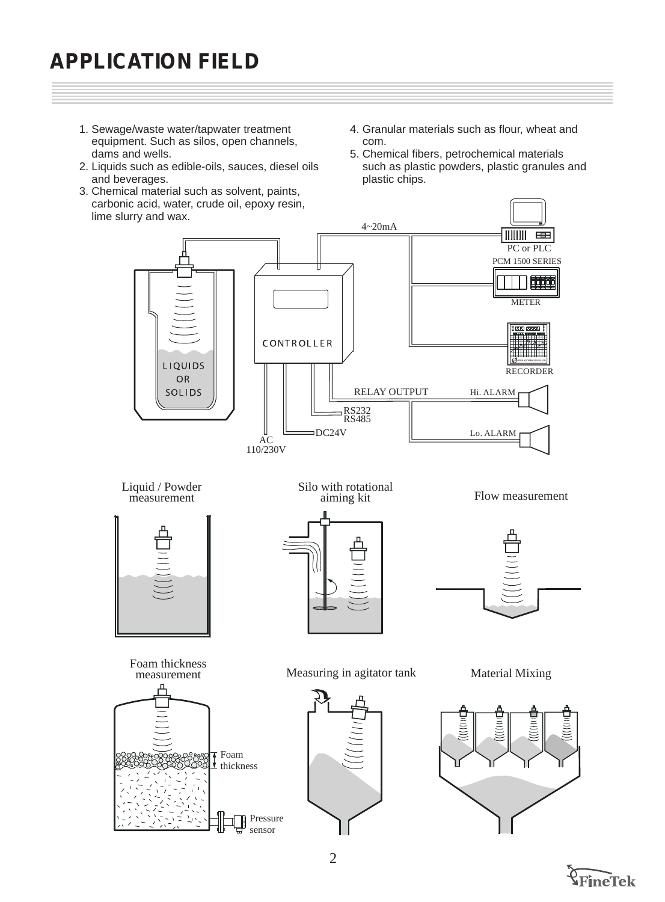# APPLICATION FIELD

1. Sewage/waste water/tapwater treatment equipment. Such as silos, open channels, dams and wells.
2. Liquids such as edible-oils, sauces, diesel oils and beverages.
3. Chemical material such as solvent, paints, carbonic acid, water, crude oil, epoxy resin, lime slurry and wax.
4. Granular materials such as flour, wheat and com.
5. Chemical fibers, petrochemical materials such as plastic powders, plastic granules and plastic chips.

4~20mA

PC or PLC

PCM 1500 SERIES

METER

RECORDER

CONTROLLER

LIQUIDS OR SOLIDS

RELAY OUTPUT

Hi. ALARM

RS232
RS485

DC24V

Lo. ALARM

AC
110/230V

Liquid / Powder measurement

Silo with rotational aiming kit

Flow measurement

Foam thickness measurement

Foam thickness

Pressure sensor

Measuring in agitator tank

Material Mixing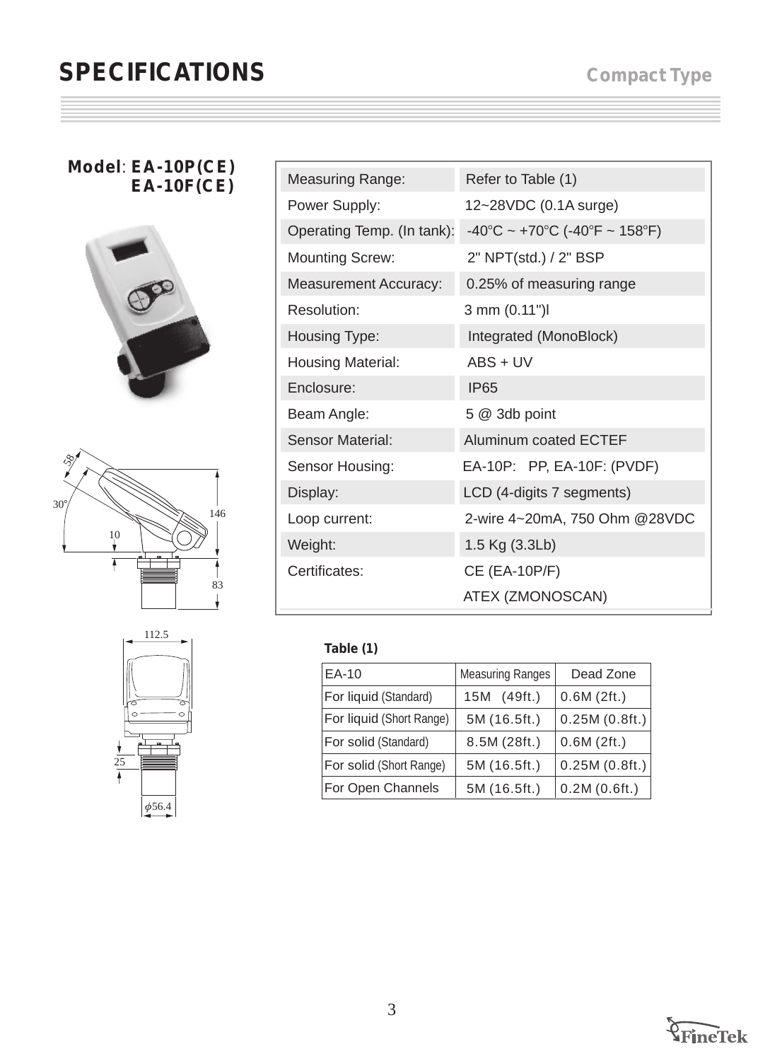# SPECIFICATIONS

**Compact Type**

**Model**: **EA-10P(CE)**
**EA-10F(CE)**

| | |
|---|---|
| Measuring Range: | Refer to Table (1) |
| Power Supply: | 12~28VDC (0.1A surge) |
| Operating Temp. (In tank): | -40°C ~ +70°C (-40°F ~ 158°F) |
| Mounting Screw: | 2" NPT(std.) / 2" BSP |
| Measurement Accuracy: | 0.25% of measuring range |
| Resolution: | 3 mm (0.11")l |
| Housing Type: | Integrated (MonoBlock) |
| Housing Material: | ABS + UV |
| Enclosure: | IP65 |
| Beam Angle: | 5 @ 3db point |
| Sensor Material: | Aluminum coated ECTEF |
| Sensor Housing: | EA-10P: PP, EA-10F: (PVDF) |
| Display: | LCD (4-digits 7 segments) |
| Loop current: | 2-wire 4~20mA, 750 Ohm @28VDC |
| Weight: | 1.5 Kg (3.3Lb) |
| Certificates: | CE (EA-10P/F) |
| | ATEX (ZMONOSCAN) |

58, 30°, 10, 146, 83, 112.5, 25, φ56.4

**Table (1)**

| EA-10 | Measuring Ranges | Dead Zone |
|---|---|---|
| For liquid (Standard) | 15M (49ft.) | 0.6M (2ft.) |
| For liquid (Short Range) | 5M (16.5ft.) | 0.25M (0.8ft.) |
| For solid (Standard) | 8.5M (28ft.) | 0.6M (2ft.) |
| For solid (Short Range) | 5M (16.5ft.) | 0.25M (0.8ft.) |
| For Open Channels | 5M (16.5ft.) | 0.2M (0.6ft.) |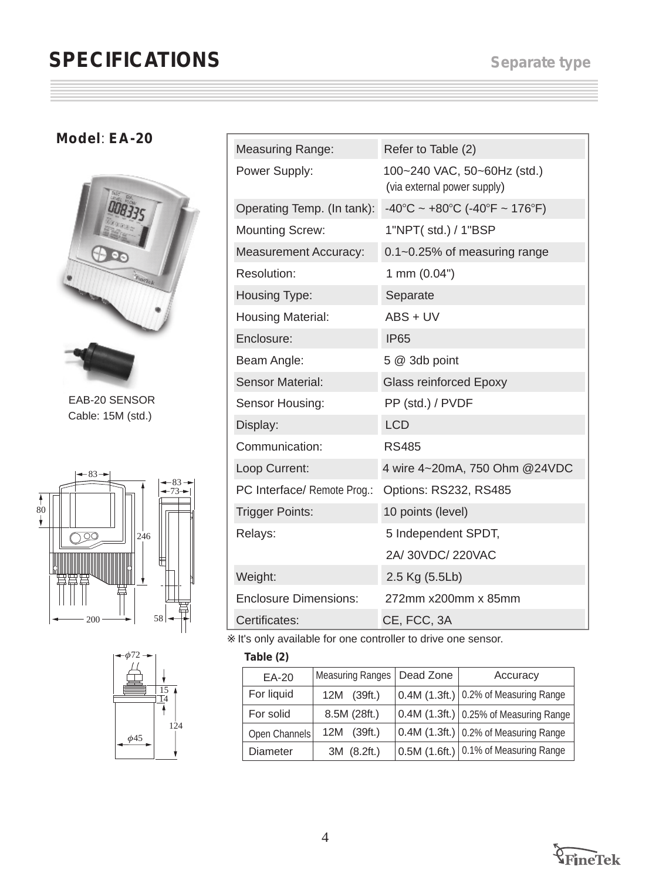# SPECIFICATIONS

**Separate type**

## Model: EA-20

EAB-20 SENSOR
Cable: 15M (std.)

| Measuring Range: | Refer to Table (2) |
|---|---|
| Power Supply: | 100~240 VAC, 50~60Hz (std.) (via external power supply) |
| Operating Temp. (In tank): | -40°C ~ +80°C (-40°F ~ 176°F) |
| Mounting Screw: | 1"NPT( std.) / 1"BSP |
| Measurement Accuracy: | 0.1~0.25% of measuring range |
| Resolution: | 1 mm (0.04") |
| Housing Type: | Separate |
| Housing Material: | ABS + UV |
| Enclosure: | IP65 |
| Beam Angle: | 5 @ 3db point |
| Sensor Material: | Glass reinforced Epoxy |
| Sensor Housing: | PP (std.) / PVDF |
| Display: | LCD |
| Communication: | RS485 |
| Loop Current: | 4 wire 4~20mA, 750 Ohm @24VDC |
| PC Interface/ Remote Prog.: | Options: RS232, RS485 |
| Trigger Points: | 10 points (level) |
| Relays: | 5 Independent SPDT, 2A/ 30VDC/ 220VAC |
| Weight: | 2.5 Kg (5.5Lb) |
| Enclosure Dimensions: | 272mm x200mm x 85mm |
| Certificates: | CE, FCC, 3A |

※ It's only available for one controller to drive one sensor.

**Table (2)**

| EA-20 | Measuring Ranges | Dead Zone | Accuracy |
|---|---|---|---|
| For liquid | 12M (39ft.) | 0.4M (1.3ft.) | 0.2% of Measuring Range |
| For solid | 8.5M (28ft.) | 0.4M (1.3ft.) | 0.25% of Measuring Range |
| Open Channels | 12M (39ft.) | 0.4M (1.3ft.) | 0.2% of Measuring Range |
| Diameter | 3M (8.2ft.) | 0.5M (1.6ft.) | 0.1% of Measuring Range |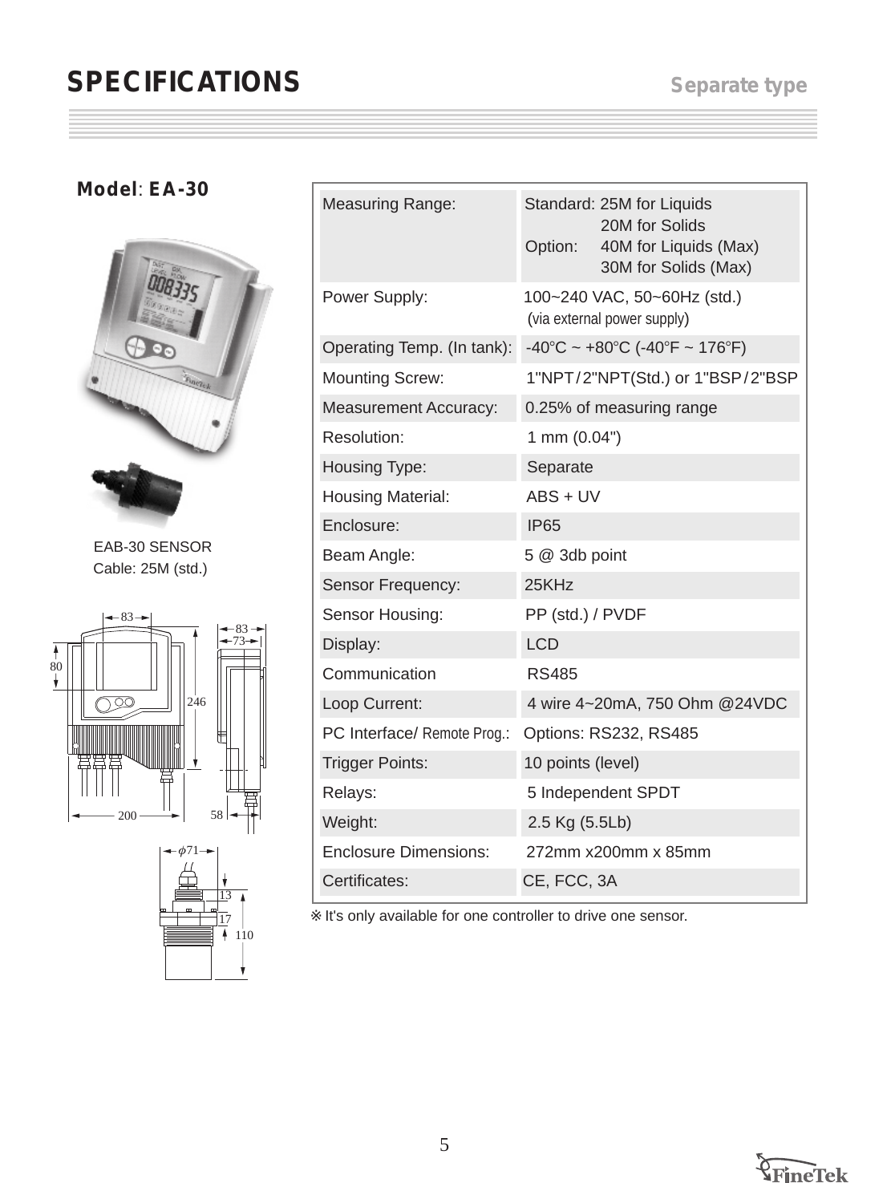# SPECIFICATIONS

Separate type

**Model**: **EA-30**

EAB-30 SENSOR
Cable: 25M (std.)

| Measuring Range: | Standard: 25M for Liquids<br>20M for Solids<br>Option: 40M for Liquids (Max)<br>30M for Solids (Max) |
|---|---|
| Power Supply: | 100~240 VAC, 50~60Hz (std.)<br>(via external power supply) |
| Operating Temp. (In tank): | -40°C ~ +80°C (-40°F ~ 176°F) |
| Mounting Screw: | 1"NPT/2"NPT(Std.) or 1"BSP/2"BSP |
| Measurement Accuracy: | 0.25% of measuring range |
| Resolution: | 1 mm (0.04") |
| Housing Type: | Separate |
| Housing Material: | ABS + UV |
| Enclosure: | IP65 |
| Beam Angle: | 5 @ 3db point |
| Sensor Frequency: | 25KHz |
| Sensor Housing: | PP (std.) / PVDF |
| Display: | LCD |
| Communication | RS485 |
| Loop Current: | 4 wire 4~20mA, 750 Ohm @24VDC |
| PC Interface/ Remote Prog.: | Options: RS232, RS485 |
| Trigger Points: | 10 points (level) |
| Relays: | 5 Independent SPDT |
| Weight: | 2.5 Kg (5.5Lb) |
| Enclosure Dimensions: | 272mm x200mm x 85mm |
| Certificates: | CE, FCC, 3A |

※ It's only available for one controller to drive one sensor.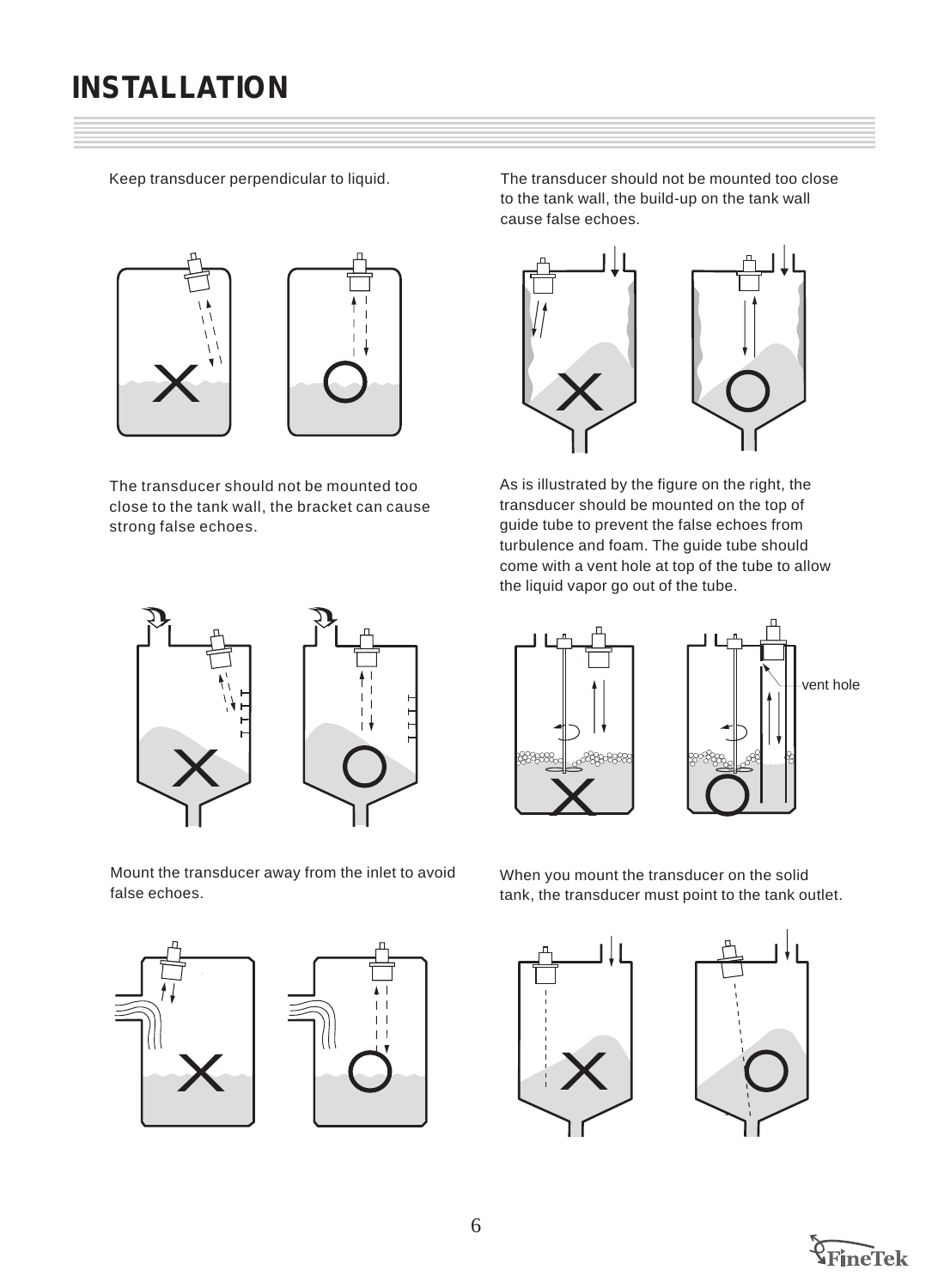# INSTALLATION

Keep transducer perpendicular to liquid.

The transducer should not be mounted too close to the tank wall, the build-up on the tank wall cause false echoes.

The transducer should not be mounted too close to the tank wall, the bracket can cause strong false echoes.

As is illustrated by the figure on the right, the transducer should be mounted on the top of guide tube to prevent the false echoes from turbulence and foam. The guide tube should come with a vent hole at top of the tube to allow the liquid vapor go out of the tube.

vent hole

Mount the transducer away from the inlet to avoid false echoes.

When you mount the transducer on the solid tank, the transducer must point to the tank outlet.